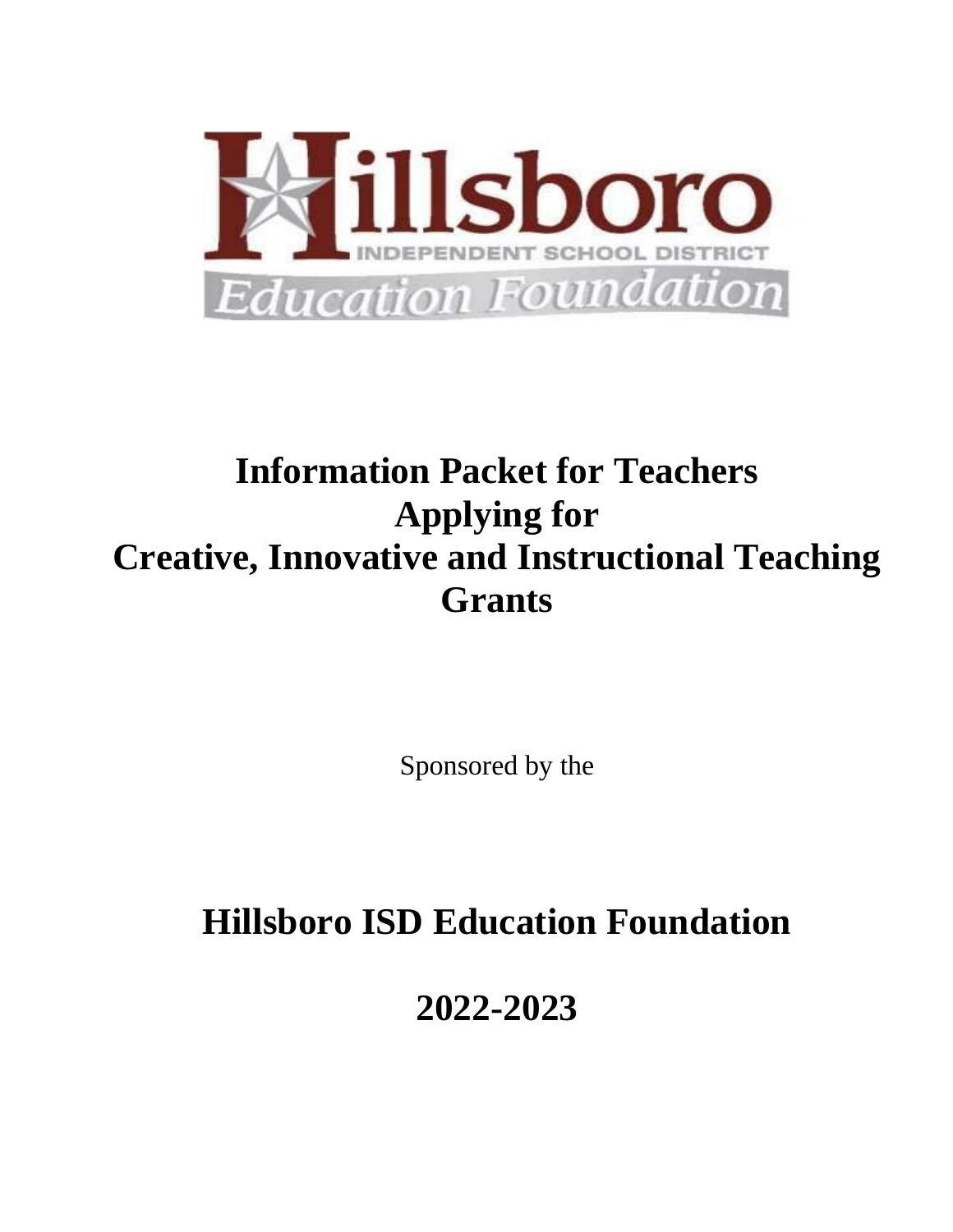# Information Packet for Teachers Applying for Creative, Innovative and Instructional Teaching Grants

Sponsored by the

# Hillsboro ISD Education Foundation

# 2022-2023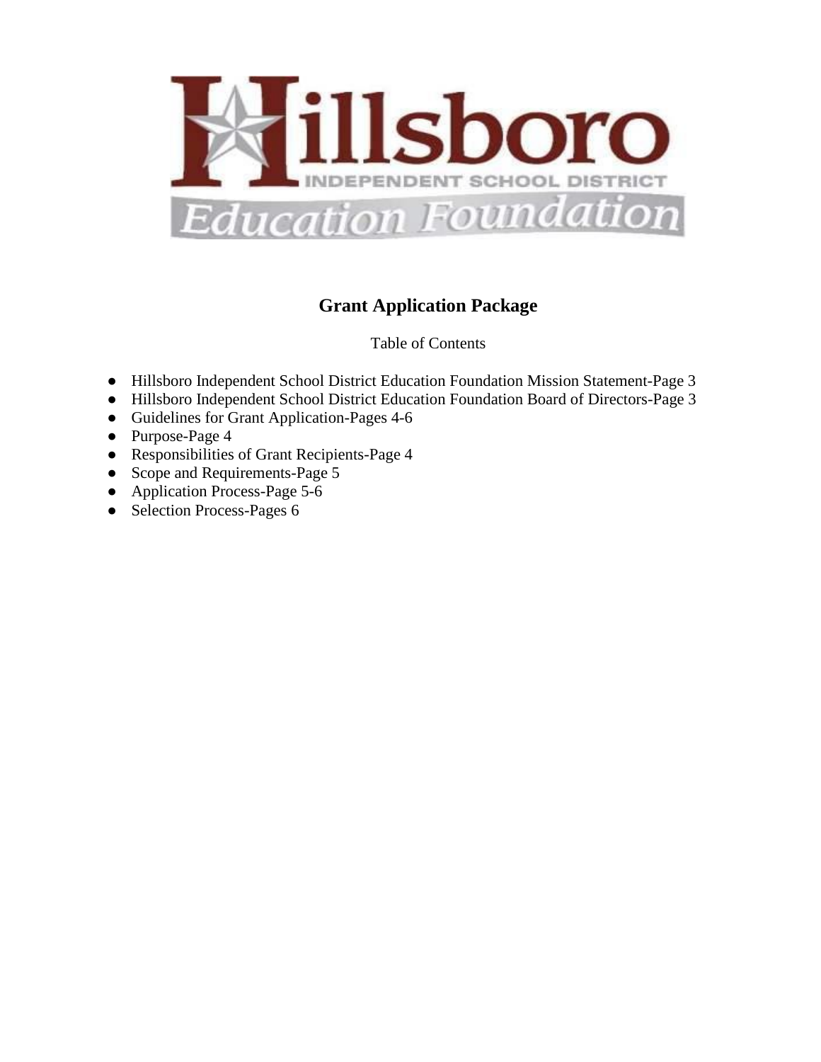# Hillsboro Independent School District Education Foundation

## Grant Application Package

Table of Contents

- Hillsboro Independent School District Education Foundation Mission Statement-Page 3
- Hillsboro Independent School District Education Foundation Board of Directors-Page 3
- Guidelines for Grant Application-Pages 4-6
- Purpose-Page 4
- Responsibilities of Grant Recipients-Page 4
- Scope and Requirements-Page 5
- Application Process-Page 5-6
- Selection Process-Pages 6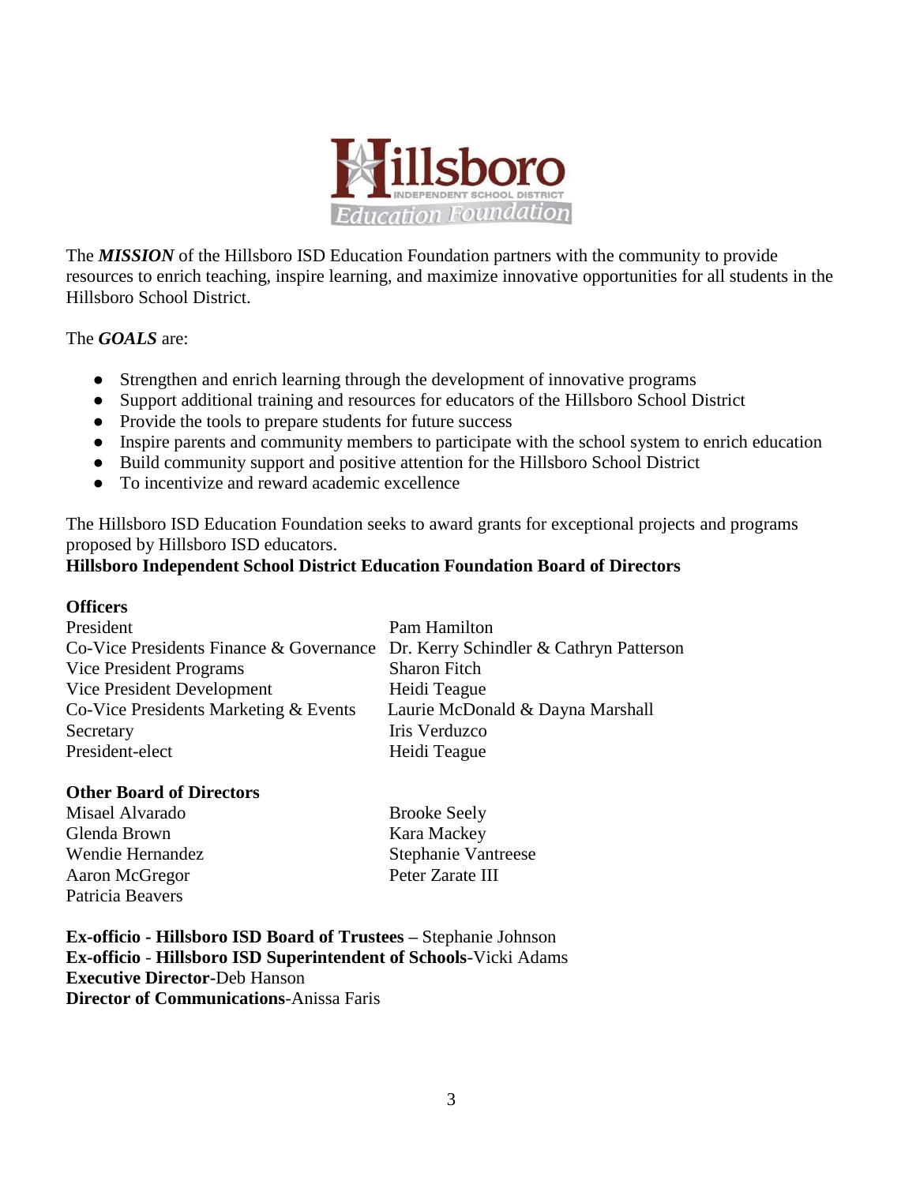The ***MISSION*** of the Hillsboro ISD Education Foundation partners with the community to provide resources to enrich teaching, inspire learning, and maximize innovative opportunities for all students in the Hillsboro School District.

The ***GOALS*** are:

- Strengthen and enrich learning through the development of innovative programs
- Support additional training and resources for educators of the Hillsboro School District
- Provide the tools to prepare students for future success
- Inspire parents and community members to participate with the school system to enrich education
- Build community support and positive attention for the Hillsboro School District
- To incentivize and reward academic excellence

The Hillsboro ISD Education Foundation seeks to award grants for exceptional projects and programs proposed by Hillsboro ISD educators.

**Hillsboro Independent School District Education Foundation Board of Directors**

**Officers**

| | |
|---|---|
| President | Pam Hamilton |
| Co-Vice Presidents Finance & Governance | Dr. Kerry Schindler & Cathryn Patterson |
| Vice President Programs | Sharon Fitch |
| Vice President Development | Heidi Teague |
| Co-Vice Presidents Marketing & Events | Laurie McDonald & Dayna Marshall |
| Secretary | Iris Verduzco |
| President-elect | Heidi Teague |

**Other Board of Directors**

| | |
|---|---|
| Misael Alvarado | Brooke Seely |
| Glenda Brown | Kara Mackey |
| Wendie Hernandez | Stephanie Vantreese |
| Aaron McGregor | Peter Zarate III |
| Patricia Beavers | |

**Ex-officio - Hillsboro ISD Board of Trustees –** Stephanie Johnson
**Ex-officio - Hillsboro ISD Superintendent of Schools**-Vicki Adams
**Executive Director-**Deb Hanson
**Director of Communications**-Anissa Faris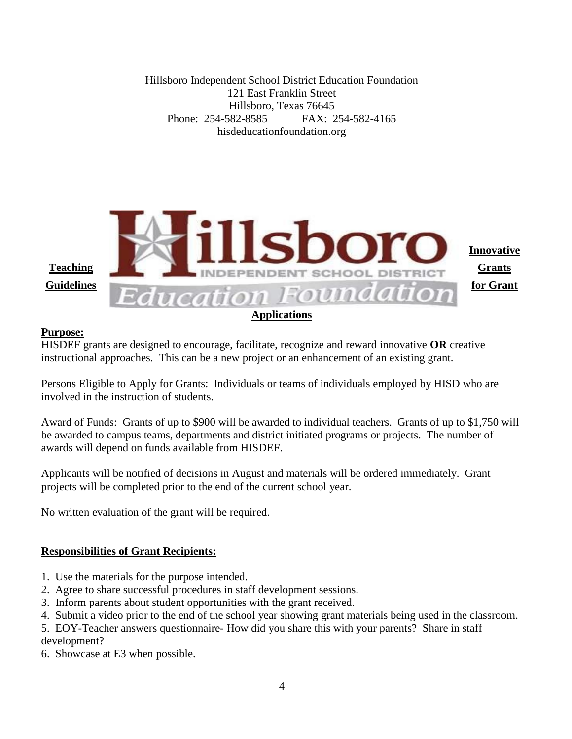Hillsboro Independent School District Education Foundation
121 East Franklin Street
Hillsboro, Texas 76645
Phone: 254-582-8585 FAX: 254-582-4165
hisdeducationfoundation.org

## Innovative Teaching Grants Guidelines for Grant Applications

**Purpose:**

HISDEF grants are designed to encourage, facilitate, recognize and reward innovative **OR** creative instructional approaches. This can be a new project or an enhancement of an existing grant.

Persons Eligible to Apply for Grants: Individuals or teams of individuals employed by HISD who are involved in the instruction of students.

Award of Funds: Grants of up to $900 will be awarded to individual teachers. Grants of up to $1,750 will be awarded to campus teams, departments and district initiated programs or projects. The number of awards will depend on funds available from HISDEF.

Applicants will be notified of decisions in August and materials will be ordered immediately. Grant projects will be completed prior to the end of the current school year.

No written evaluation of the grant will be required.

**Responsibilities of Grant Recipients:**

1. Use the materials for the purpose intended.
2. Agree to share successful procedures in staff development sessions.
3. Inform parents about student opportunities with the grant received.
4. Submit a video prior to the end of the school year showing grant materials being used in the classroom.
5. EOY-Teacher answers questionnaire- How did you share this with your parents? Share in staff development?
6. Showcase at E3 when possible.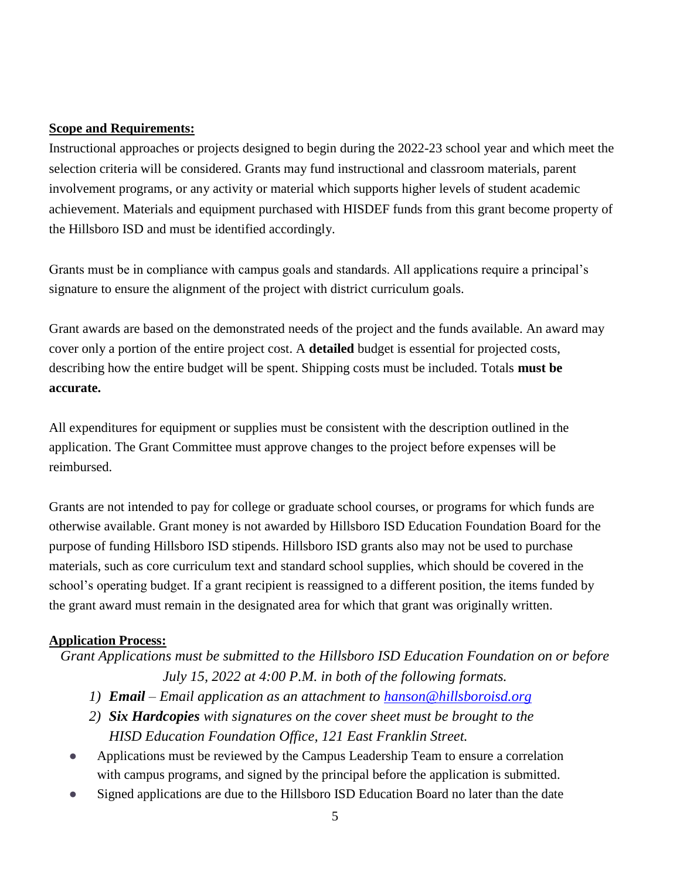**Scope and Requirements:**

Instructional approaches or projects designed to begin during the 2022-23 school year and which meet the selection criteria will be considered. Grants may fund instructional and classroom materials, parent involvement programs, or any activity or material which supports higher levels of student academic achievement. Materials and equipment purchased with HISDEF funds from this grant become property of the Hillsboro ISD and must be identified accordingly.

Grants must be in compliance with campus goals and standards. All applications require a principal's signature to ensure the alignment of the project with district curriculum goals.

Grant awards are based on the demonstrated needs of the project and the funds available. An award may cover only a portion of the entire project cost. A **detailed** budget is essential for projected costs, describing how the entire budget will be spent. Shipping costs must be included. Totals **must be accurate.**

All expenditures for equipment or supplies must be consistent with the description outlined in the application. The Grant Committee must approve changes to the project before expenses will be reimbursed.

Grants are not intended to pay for college or graduate school courses, or programs for which funds are otherwise available. Grant money is not awarded by Hillsboro ISD Education Foundation Board for the purpose of funding Hillsboro ISD stipends. Hillsboro ISD grants also may not be used to purchase materials, such as core curriculum text and standard school supplies, which should be covered in the school's operating budget. If a grant recipient is reassigned to a different position, the items funded by the grant award must remain in the designated area for which that grant was originally written.

**Application Process:**

*Grant Applications must be submitted to the Hillsboro ISD Education Foundation on or before July 15, 2022 at 4:00 P.M. in both of the following formats.*

1) ***Email*** *– Email application as an attachment to [hanson@hillsboroisd.org](mailto:hanson@hillsboroisd.org)*
2) ***Six Hardcopies*** *with signatures on the cover sheet must be brought to the HISD Education Foundation Office, 121 East Franklin Street.*

- Applications must be reviewed by the Campus Leadership Team to ensure a correlation with campus programs, and signed by the principal before the application is submitted.
- Signed applications are due to the Hillsboro ISD Education Board no later than the date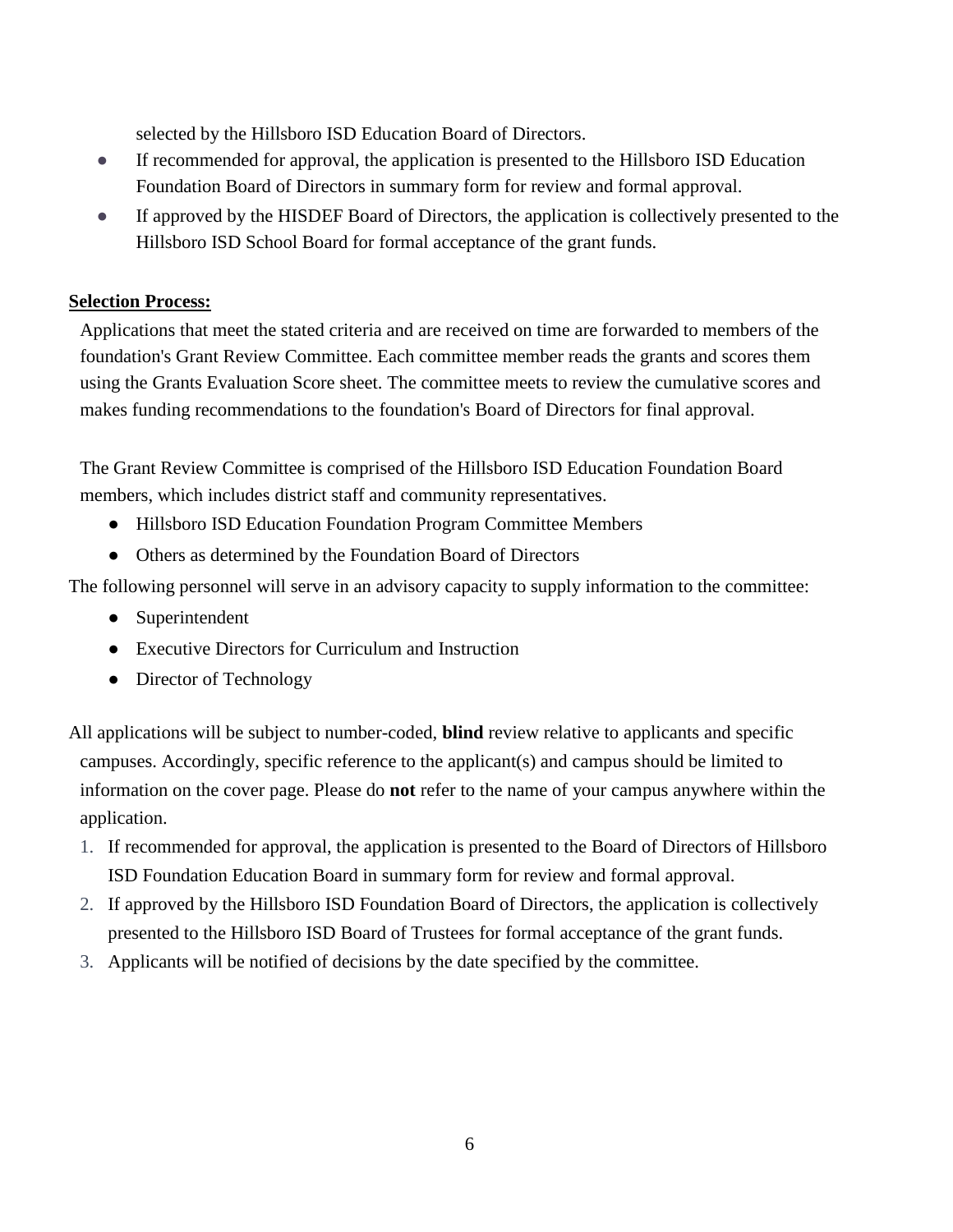selected by the Hillsboro ISD Education Board of Directors.

- If recommended for approval, the application is presented to the Hillsboro ISD Education Foundation Board of Directors in summary form for review and formal approval.
- If approved by the HISDEF Board of Directors, the application is collectively presented to the Hillsboro ISD School Board for formal acceptance of the grant funds.

**Selection Process:**

Applications that meet the stated criteria and are received on time are forwarded to members of the foundation's Grant Review Committee. Each committee member reads the grants and scores them using the Grants Evaluation Score sheet. The committee meets to review the cumulative scores and makes funding recommendations to the foundation's Board of Directors for final approval.

The Grant Review Committee is comprised of the Hillsboro ISD Education Foundation Board members, which includes district staff and community representatives.

- Hillsboro ISD Education Foundation Program Committee Members
- Others as determined by the Foundation Board of Directors

The following personnel will serve in an advisory capacity to supply information to the committee:

- Superintendent
- Executive Directors for Curriculum and Instruction
- Director of Technology

All applications will be subject to number-coded, **blind** review relative to applicants and specific campuses. Accordingly, specific reference to the applicant(s) and campus should be limited to information on the cover page. Please do **not** refer to the name of your campus anywhere within the application.

1. If recommended for approval, the application is presented to the Board of Directors of Hillsboro ISD Foundation Education Board in summary form for review and formal approval.
2. If approved by the Hillsboro ISD Foundation Board of Directors, the application is collectively presented to the Hillsboro ISD Board of Trustees for formal acceptance of the grant funds.
3. Applicants will be notified of decisions by the date specified by the committee.